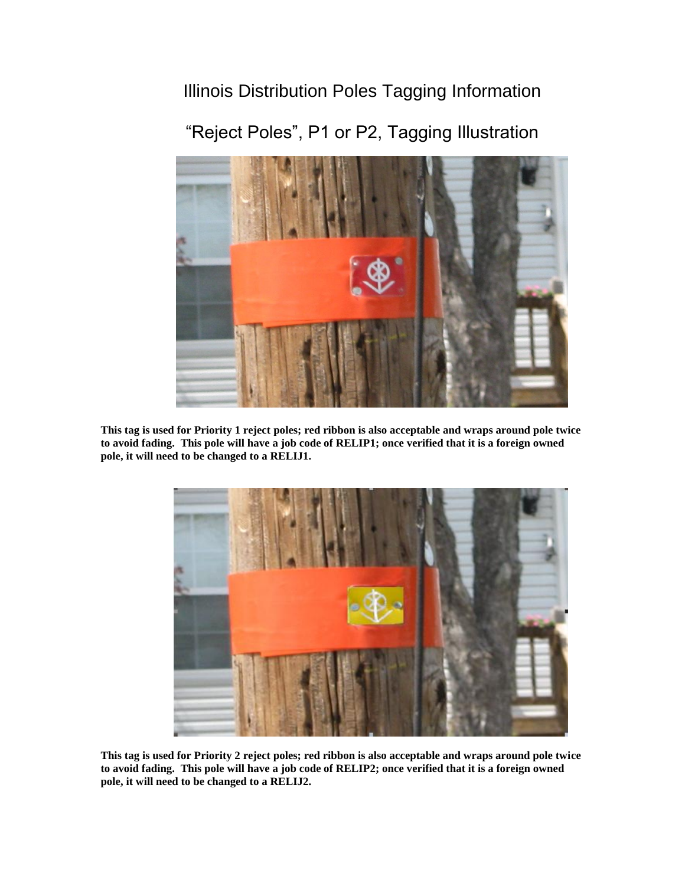# Illinois Distribution Poles Tagging Information

## "Reject Poles", P1 or P2, Tagging Illustration

**This tag is used for Priority 1 reject poles; red ribbon is also acceptable and wraps around pole twice to avoid fading. This pole will have a job code of RELIP1; once verified that it is a foreign owned pole, it will need to be changed to a RELIJ1.**

**This tag is used for Priority 2 reject poles; red ribbon is also acceptable and wraps around pole twice to avoid fading. This pole will have a job code of RELIP2; once verified that it is a foreign owned pole, it will need to be changed to a RELIJ2.**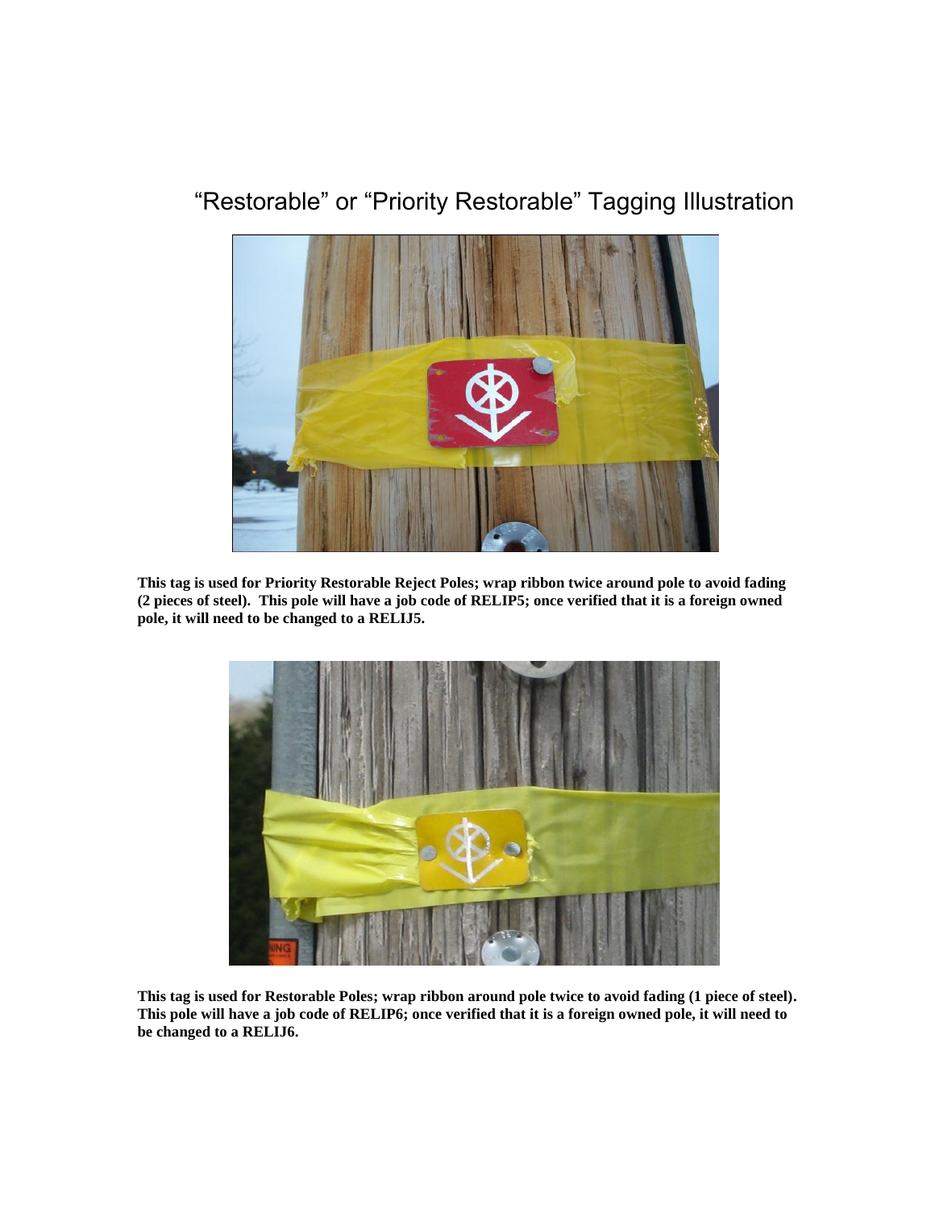# “Restorable” or “Priority Restorable” Tagging Illustration

**This tag is used for Priority Restorable Reject Poles; wrap ribbon twice around pole to avoid fading (2 pieces of steel). This pole will have a job code of RELIP5; once verified that it is a foreign owned pole, it will need to be changed to a RELIJ5.**

**This tag is used for Restorable Poles; wrap ribbon around pole twice to avoid fading (1 piece of steel). This pole will have a job code of RELIP6; once verified that it is a foreign owned pole, it will need to be changed to a RELIJ6.**